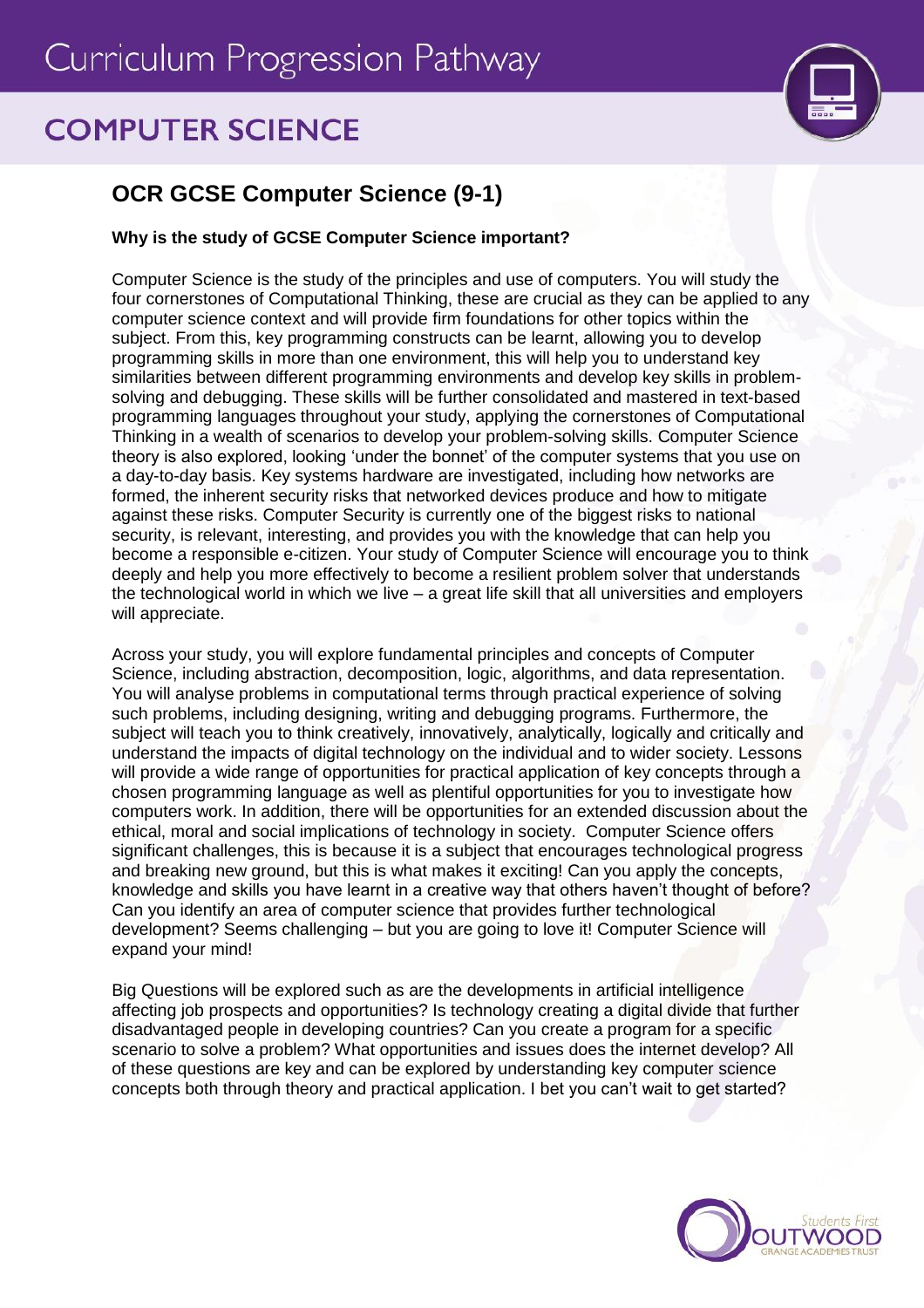# Curriculum Progression Pathway

## COMPUTER SCIENCE

### OCR GCSE Computer Science (9-1)

**Why is the study of GCSE Computer Science important?**

Computer Science is the study of the principles and use of computers. You will study the four cornerstones of Computational Thinking, these are crucial as they can be applied to any computer science context and will provide firm foundations for other topics within the subject. From this, key programming constructs can be learnt, allowing you to develop programming skills in more than one environment, this will help you to understand key similarities between different programming environments and develop key skills in problem-solving and debugging. These skills will be further consolidated and mastered in text-based programming languages throughout your study, applying the cornerstones of Computational Thinking in a wealth of scenarios to develop your problem-solving skills. Computer Science theory is also explored, looking 'under the bonnet' of the computer systems that you use on a day-to-day basis. Key systems hardware are investigated, including how networks are formed, the inherent security risks that networked devices produce and how to mitigate against these risks. Computer Security is currently one of the biggest risks to national security, is relevant, interesting, and provides you with the knowledge that can help you become a responsible e-citizen. Your study of Computer Science will encourage you to think deeply and help you more effectively to become a resilient problem solver that understands the technological world in which we live – a great life skill that all universities and employers will appreciate.

Across your study, you will explore fundamental principles and concepts of Computer Science, including abstraction, decomposition, logic, algorithms, and data representation. You will analyse problems in computational terms through practical experience of solving such problems, including designing, writing and debugging programs. Furthermore, the subject will teach you to think creatively, innovatively, analytically, logically and critically and understand the impacts of digital technology on the individual and to wider society. Lessons will provide a wide range of opportunities for practical application of key concepts through a chosen programming language as well as plentiful opportunities for you to investigate how computers work. In addition, there will be opportunities for an extended discussion about the ethical, moral and social implications of technology in society. Computer Science offers significant challenges, this is because it is a subject that encourages technological progress and breaking new ground, but this is what makes it exciting! Can you apply the concepts, knowledge and skills you have learnt in a creative way that others haven't thought of before? Can you identify an area of computer science that provides further technological development? Seems challenging – but you are going to love it! Computer Science will expand your mind!

Big Questions will be explored such as are the developments in artificial intelligence affecting job prospects and opportunities? Is technology creating a digital divide that further disadvantaged people in developing countries? Can you create a program for a specific scenario to solve a problem? What opportunities and issues does the internet develop? All of these questions are key and can be explored by understanding key computer science concepts both through theory and practical application. I bet you can't wait to get started?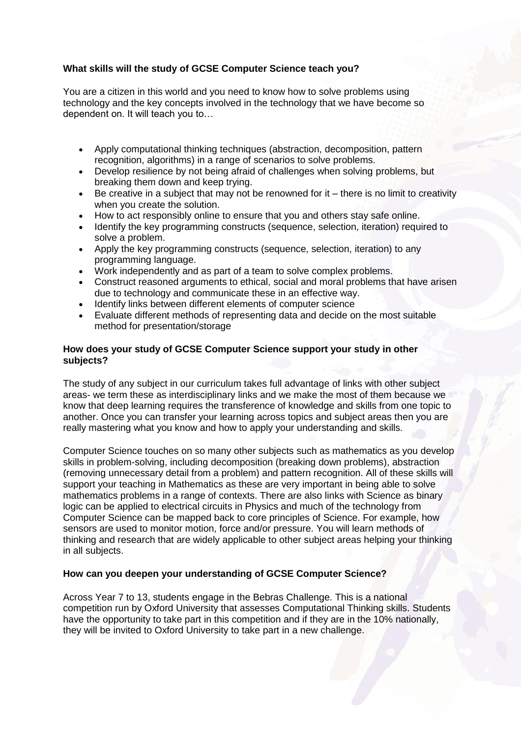**What skills will the study of GCSE Computer Science teach you?**

You are a citizen in this world and you need to know how to solve problems using technology and the key concepts involved in the technology that we have become so dependent on. It will teach you to…

- Apply computational thinking techniques (abstraction, decomposition, pattern recognition, algorithms) in a range of scenarios to solve problems.
- Develop resilience by not being afraid of challenges when solving problems, but breaking them down and keep trying.
- Be creative in a subject that may not be renowned for it – there is no limit to creativity when you create the solution.
- How to act responsibly online to ensure that you and others stay safe online.
- Identify the key programming constructs (sequence, selection, iteration) required to solve a problem.
- Apply the key programming constructs (sequence, selection, iteration) to any programming language.
- Work independently and as part of a team to solve complex problems.
- Construct reasoned arguments to ethical, social and moral problems that have arisen due to technology and communicate these in an effective way.
- Identify links between different elements of computer science
- Evaluate different methods of representing data and decide on the most suitable method for presentation/storage

**How does your study of GCSE Computer Science support your study in other subjects?**

The study of any subject in our curriculum takes full advantage of links with other subject areas- we term these as interdisciplinary links and we make the most of them because we know that deep learning requires the transference of knowledge and skills from one topic to another. Once you can transfer your learning across topics and subject areas then you are really mastering what you know and how to apply your understanding and skills.

Computer Science touches on so many other subjects such as mathematics as you develop skills in problem-solving, including decomposition (breaking down problems), abstraction (removing unnecessary detail from a problem) and pattern recognition. All of these skills will support your teaching in Mathematics as these are very important in being able to solve mathematics problems in a range of contexts. There are also links with Science as binary logic can be applied to electrical circuits in Physics and much of the technology from Computer Science can be mapped back to core principles of Science. For example, how sensors are used to monitor motion, force and/or pressure. You will learn methods of thinking and research that are widely applicable to other subject areas helping your thinking in all subjects.

**How can you deepen your understanding of GCSE Computer Science?**

Across Year 7 to 13, students engage in the Bebras Challenge. This is a national competition run by Oxford University that assesses Computational Thinking skills. Students have the opportunity to take part in this competition and if they are in the 10% nationally, they will be invited to Oxford University to take part in a new challenge.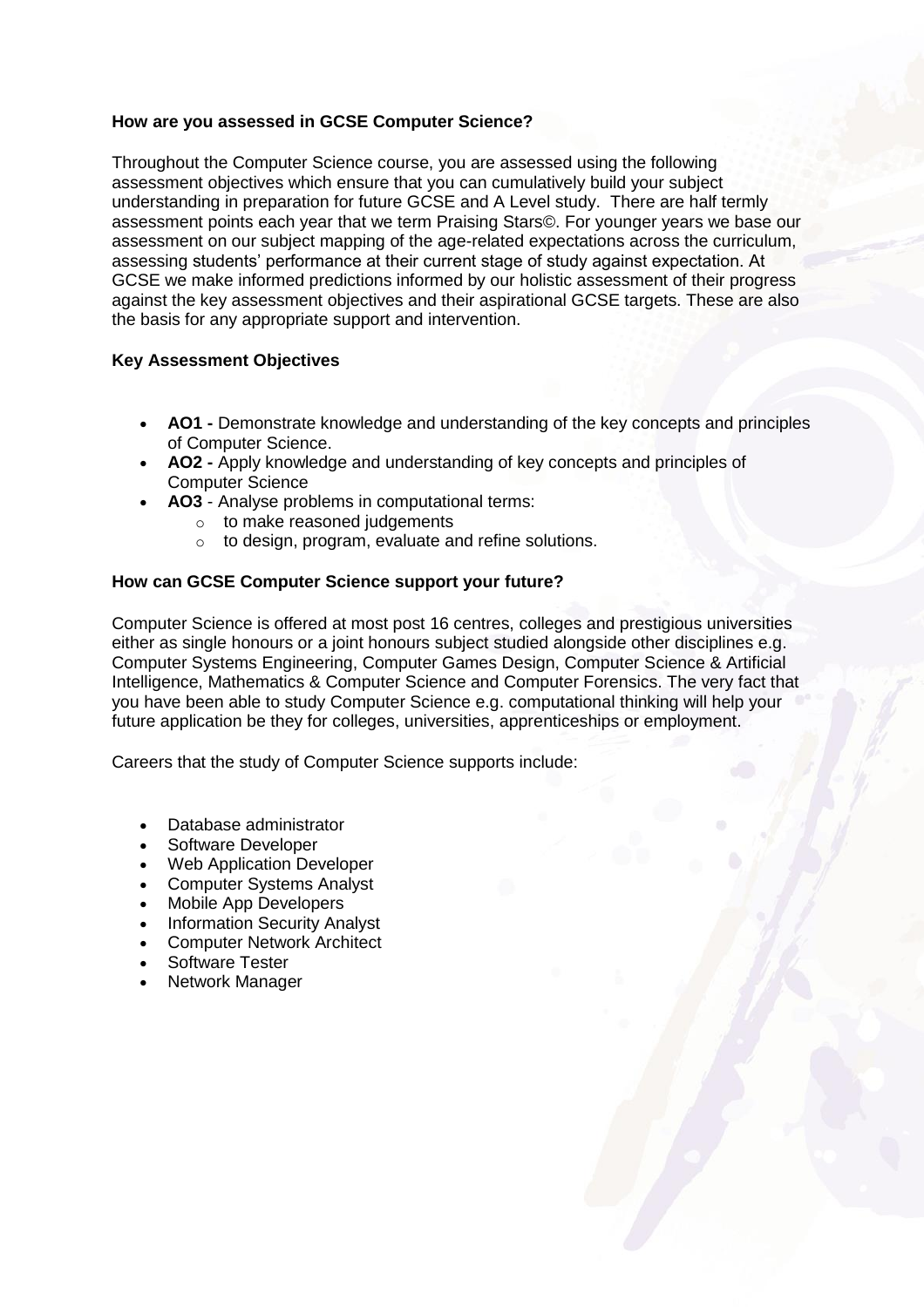**How are you assessed in GCSE Computer Science?**

Throughout the Computer Science course, you are assessed using the following assessment objectives which ensure that you can cumulatively build your subject understanding in preparation for future GCSE and A Level study. There are half termly assessment points each year that we term Praising Stars©. For younger years we base our assessment on our subject mapping of the age-related expectations across the curriculum, assessing students' performance at their current stage of study against expectation. At GCSE we make informed predictions informed by our holistic assessment of their progress against the key assessment objectives and their aspirational GCSE targets. These are also the basis for any appropriate support and intervention.

**Key Assessment Objectives**

- **AO1 -** Demonstrate knowledge and understanding of the key concepts and principles of Computer Science.
- **AO2 -** Apply knowledge and understanding of key concepts and principles of Computer Science
- **AO3** - Analyse problems in computational terms:
    - to make reasoned judgements
    - to design, program, evaluate and refine solutions.

**How can GCSE Computer Science support your future?**

Computer Science is offered at most post 16 centres, colleges and prestigious universities either as single honours or a joint honours subject studied alongside other disciplines e.g. Computer Systems Engineering, Computer Games Design, Computer Science & Artificial Intelligence, Mathematics & Computer Science and Computer Forensics. The very fact that you have been able to study Computer Science e.g. computational thinking will help your future application be they for colleges, universities, apprenticeships or employment.

Careers that the study of Computer Science supports include:

- Database administrator
- Software Developer
- Web Application Developer
- Computer Systems Analyst
- Mobile App Developers
- Information Security Analyst
- Computer Network Architect
- Software Tester
- Network Manager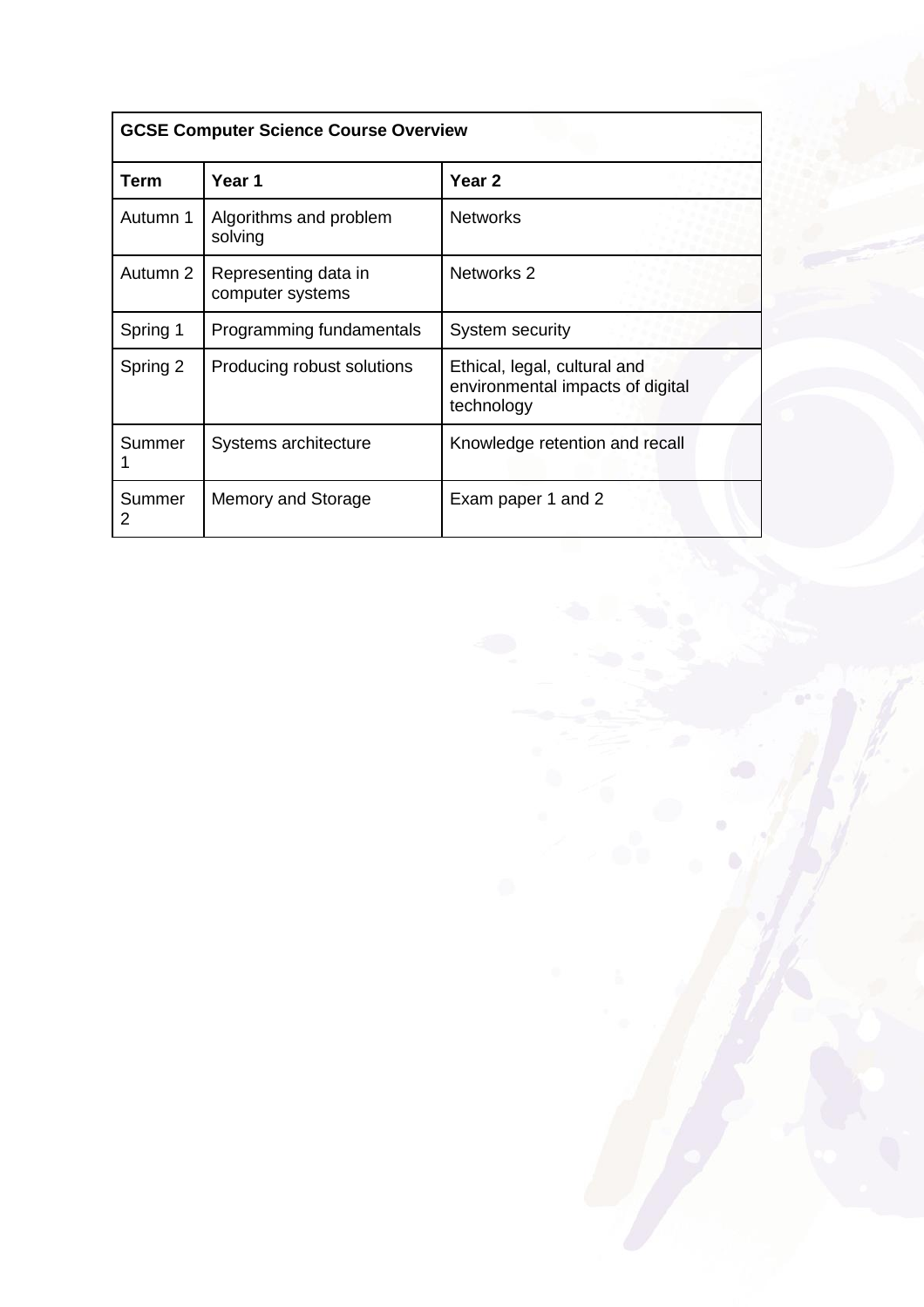| GCSE Computer Science Course Overview | | |
|---|---|---|
| **Term** | **Year 1** | **Year 2** |
| Autumn 1 | Algorithms and problem solving | Networks |
| Autumn 2 | Representing data in computer systems | Networks 2 |
| Spring 1 | Programming fundamentals | System security |
| Spring 2 | Producing robust solutions | Ethical, legal, cultural and environmental impacts of digital technology |
| Summer 1 | Systems architecture | Knowledge retention and recall |
| Summer 2 | Memory and Storage | Exam paper 1 and 2 |